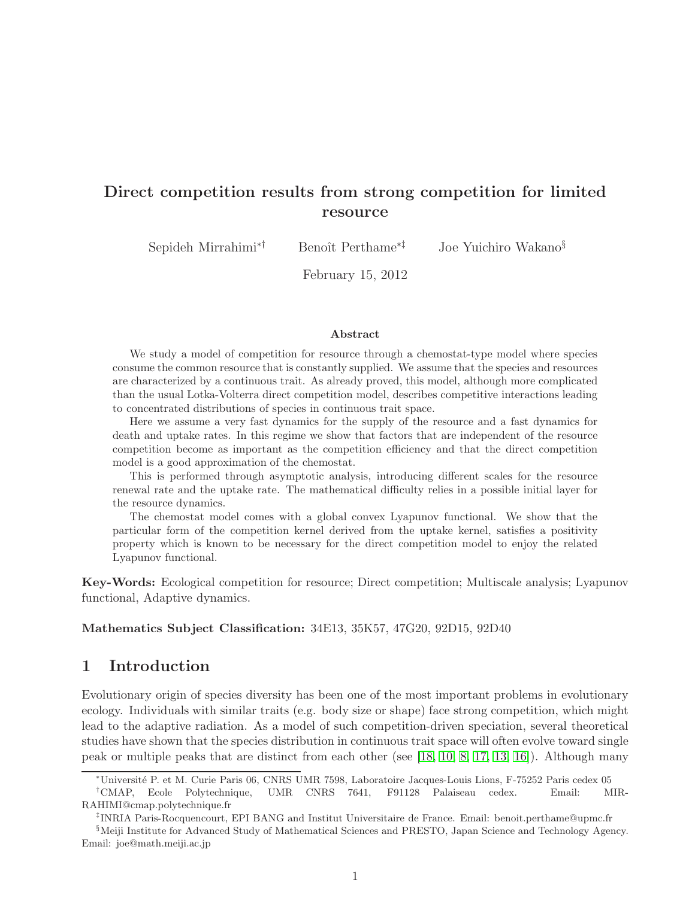# Direct competition results from strong competition for limited resource

Sepideh Mirrahimi[*][†] Benoît Perthame[*][‡] Joe Yuichiro Wakano[§]

February 15, 2012

### Abstract

We study a model of competition for resource through a chemostat-type model where species consume the common resource that is constantly supplied. We assume that the species and resources are characterized by a continuous trait. As already proved, this model, although more complicated than the usual Lotka-Volterra direct competition model, describes competitive interactions leading to concentrated distributions of species in continuous trait space.

Here we assume a very fast dynamics for the supply of the resource and a fast dynamics for death and uptake rates. In this regime we show that factors that are independent of the resource competition become as important as the competition efficiency and that the direct competition model is a good approximation of the chemostat.

This is performed through asymptotic analysis, introducing different scales for the resource renewal rate and the uptake rate. The mathematical difficulty relies in a possible initial layer for the resource dynamics.

The chemostat model comes with a global convex Lyapunov functional. We show that the particular form of the competition kernel derived from the uptake kernel, satisfies a positivity property which is known to be necessary for the direct competition model to enjoy the related Lyapunov functional.

**Key-Words:** Ecological competition for resource; Direct competition; Multiscale analysis; Lyapunov functional, Adaptive dynamics.

**Mathematics Subject Classification:** 34E13, 35K57, 47G20, 92D15, 92D40

## 1 Introduction

Evolutionary origin of species diversity has been one of the most important problems in evolutionary ecology. Individuals with similar traits (e.g. body size or shape) face strong competition, which might lead to the adaptive radiation. As a model of such competition-driven speciation, several theoretical studies have shown that the species distribution in continuous trait space will often evolve toward single peak or multiple peaks that are distinct from each other (see [18, 10, 8, 17, 13, 16]). Although many

---

[*]Université P. et M. Curie Paris 06, CNRS UMR 7598, Laboratoire Jacques-Louis Lions, F-75252 Paris cedex 05

[†]CMAP, Ecole Polytechnique, UMR CNRS 7641, F91128 Palaiseau cedex. Email: MIR-RAHIMI@cmap.polytechnique.fr

[‡]INRIA Paris-Rocquencourt, EPI BANG and Institut Universitaire de France. Email: benoit.perthame@upmc.fr

[§]Meiji Institute for Advanced Study of Mathematical Sciences and PRESTO, Japan Science and Technology Agency. Email: joe@math.meiji.ac.jp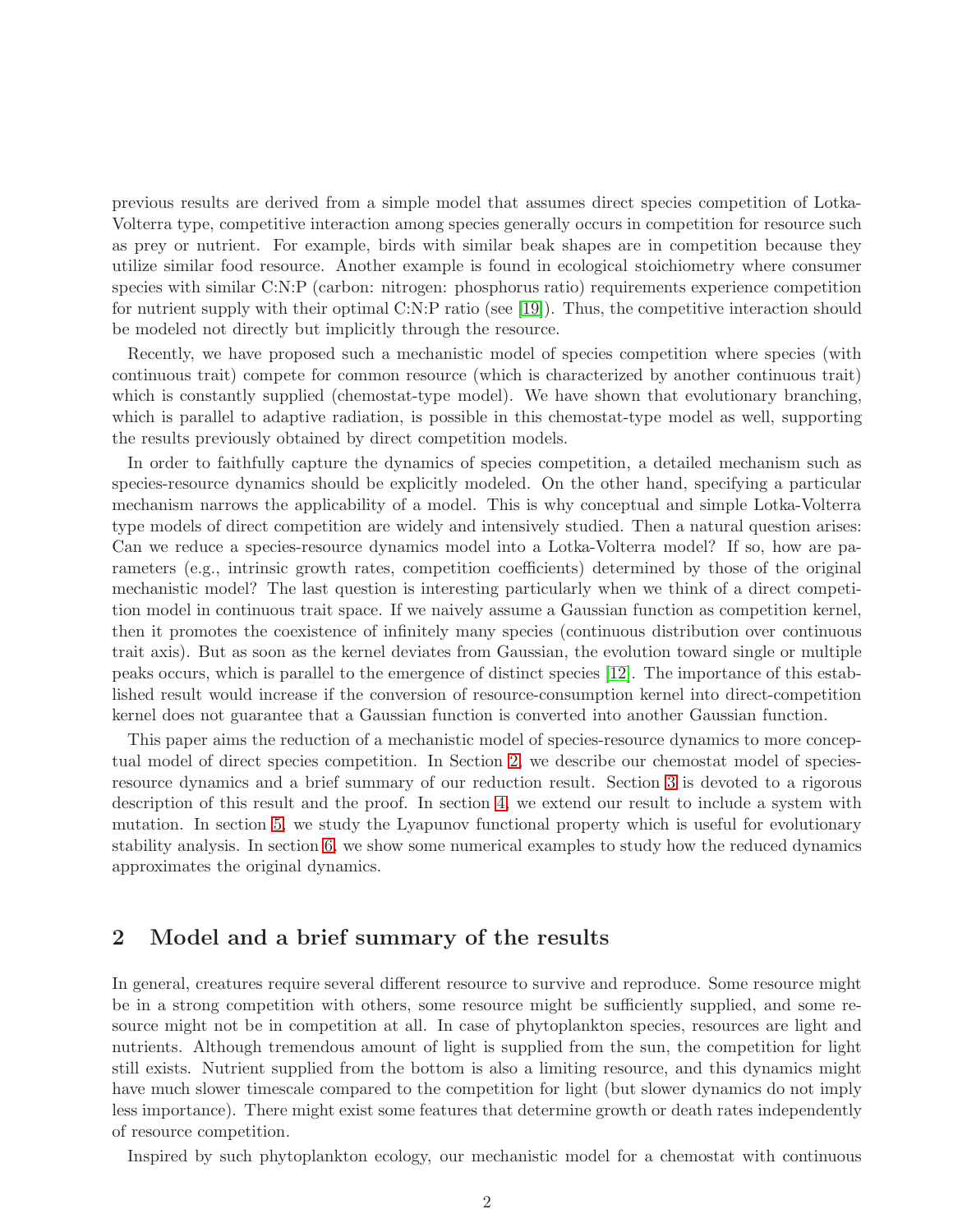previous results are derived from a simple model that assumes direct species competition of Lotka-Volterra type, competitive interaction among species generally occurs in competition for resource such as prey or nutrient. For example, birds with similar beak shapes are in competition because they utilize similar food resource. Another example is found in ecological stoichiometry where consumer species with similar C:N:P (carbon: nitrogen: phosphorus ratio) requirements experience competition for nutrient supply with their optimal C:N:P ratio (see [19]). Thus, the competitive interaction should be modeled not directly but implicitly through the resource.

Recently, we have proposed such a mechanistic model of species competition where species (with continuous trait) compete for common resource (which is characterized by another continuous trait) which is constantly supplied (chemostat-type model). We have shown that evolutionary branching, which is parallel to adaptive radiation, is possible in this chemostat-type model as well, supporting the results previously obtained by direct competition models.

In order to faithfully capture the dynamics of species competition, a detailed mechanism such as species-resource dynamics should be explicitly modeled. On the other hand, specifying a particular mechanism narrows the applicability of a model. This is why conceptual and simple Lotka-Volterra type models of direct competition are widely and intensively studied. Then a natural question arises: Can we reduce a species-resource dynamics model into a Lotka-Volterra model? If so, how are parameters (e.g., intrinsic growth rates, competition coefficients) determined by those of the original mechanistic model? The last question is interesting particularly when we think of a direct competition model in continuous trait space. If we naively assume a Gaussian function as competition kernel, then it promotes the coexistence of infinitely many species (continuous distribution over continuous trait axis). But as soon as the kernel deviates from Gaussian, the evolution toward single or multiple peaks occurs, which is parallel to the emergence of distinct species [12]. The importance of this established result would increase if the conversion of resource-consumption kernel into direct-competition kernel does not guarantee that a Gaussian function is converted into another Gaussian function.

This paper aims the reduction of a mechanistic model of species-resource dynamics to more conceptual model of direct species competition. In Section 2, we describe our chemostat model of species-resource dynamics and a brief summary of our reduction result. Section 3 is devoted to a rigorous description of this result and the proof. In section 4, we extend our result to include a system with mutation. In section 5, we study the Lyapunov functional property which is useful for evolutionary stability analysis. In section 6, we show some numerical examples to study how the reduced dynamics approximates the original dynamics.

## 2 Model and a brief summary of the results

In general, creatures require several different resource to survive and reproduce. Some resource might be in a strong competition with others, some resource might be sufficiently supplied, and some resource might not be in competition at all. In case of phytoplankton species, resources are light and nutrients. Although tremendous amount of light is supplied from the sun, the competition for light still exists. Nutrient supplied from the bottom is also a limiting resource, and this dynamics might have much slower timescale compared to the competition for light (but slower dynamics do not imply less importance). There might exist some features that determine growth or death rates independently of resource competition.

Inspired by such phytoplankton ecology, our mechanistic model for a chemostat with continuous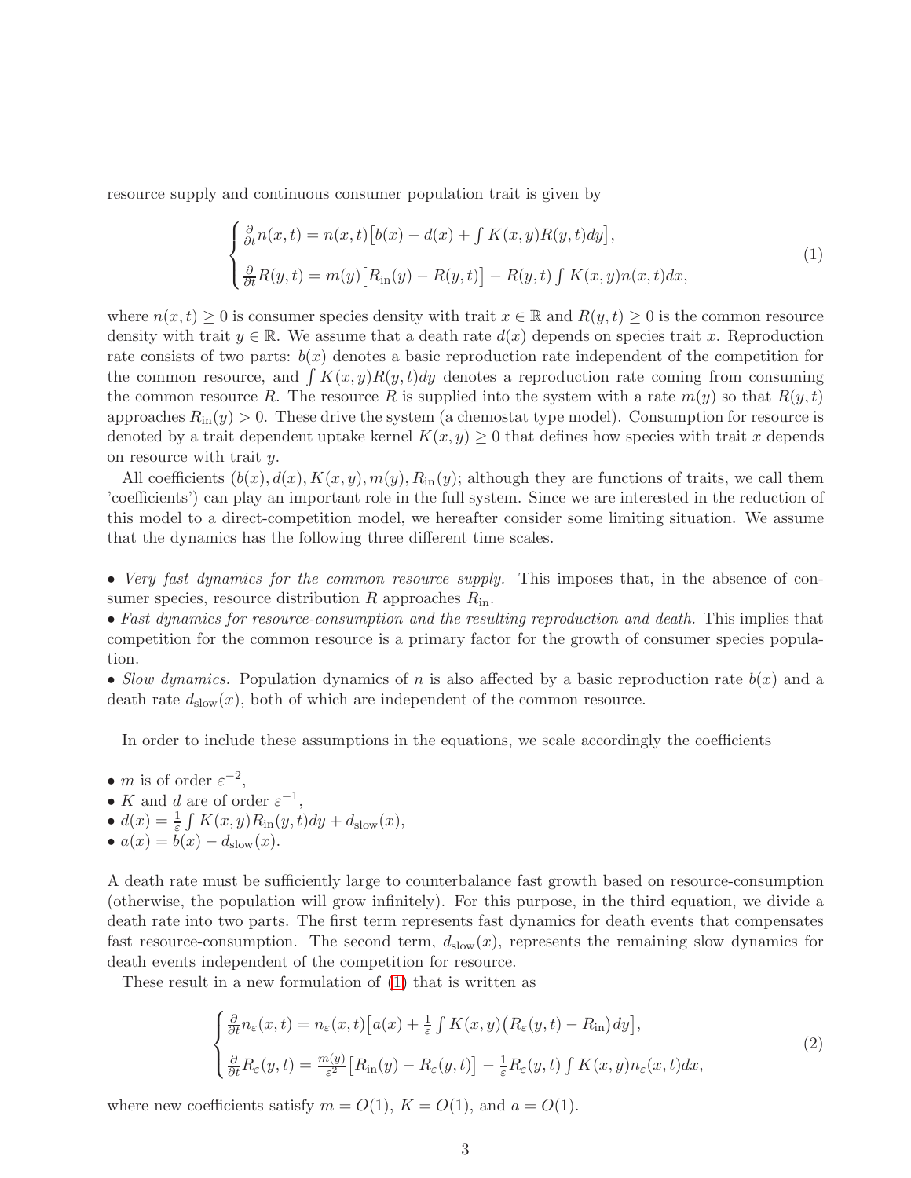resource supply and continuous consumer population trait is given by

$$
\begin{cases}
\frac{\partial}{\partial t} n(x,t) = n(x,t)\big[b(x) - d(x) + \int K(x,y) R(y,t) dy\big], \\
\frac{\partial}{\partial t} R(y,t) = m(y)\big[R_{\text{in}}(y) - R(y,t)\big] - R(y,t) \int K(x,y) n(x,t) dx,
\end{cases}
\tag{1}
$$

where $n(x,t) \geq 0$ is consumer species density with trait $x \in \mathbb{R}$ and $R(y,t) \geq 0$ is the common resource density with trait $y \in \mathbb{R}$. We assume that a death rate $d(x)$ depends on species trait $x$. Reproduction rate consists of two parts: $b(x)$ denotes a basic reproduction rate independent of the competition for the common resource, and $\int K(x,y)R(y,t)dy$ denotes a reproduction rate coming from consuming the common resource $R$. The resource $R$ is supplied into the system with a rate $m(y)$ so that $R(y,t)$ approaches $R_{\text{in}}(y) > 0$. These drive the system (a chemostat type model). Consumption for resource is denoted by a trait dependent uptake kernel $K(x,y) \geq 0$ that defines how species with trait $x$ depends on resource with trait $y$.

All coefficients ($b(x), d(x), K(x,y), m(y), R_{\text{in}}(y)$; although they are functions of traits, we call them 'coefficients') can play an important role in the full system. Since we are interested in the reduction of this model to a direct-competition model, we hereafter consider some limiting situation. We assume that the dynamics has the following three different time scales.

- *Very fast dynamics for the common resource supply.* This imposes that, in the absence of consumer species, resource distribution $R$ approaches $R_{\text{in}}$.
- *Fast dynamics for resource-consumption and the resulting reproduction and death.* This implies that competition for the common resource is a primary factor for the growth of consumer species population.
- *Slow dynamics.* Population dynamics of $n$ is also affected by a basic reproduction rate $b(x)$ and a death rate $d_{\text{slow}}(x)$, both of which are independent of the common resource.

In order to include these assumptions in the equations, we scale accordingly the coefficients

- $m$ is of order $\varepsilon^{-2}$,
- $K$ and $d$ are of order $\varepsilon^{-1}$,
- $d(x) = \frac{1}{\varepsilon} \int K(x,y) R_{\text{in}}(y,t) dy + d_{\text{slow}}(x)$,
- $a(x) = b(x) - d_{\text{slow}}(x)$.

A death rate must be sufficiently large to counterbalance fast growth based on resource-consumption (otherwise, the population will grow infinitely). For this purpose, in the third equation, we divide a death rate into two parts. The first term represents fast dynamics for death events that compensates fast resource-consumption. The second term, $d_{\text{slow}}(x)$, represents the remaining slow dynamics for death events independent of the competition for resource.

These result in a new formulation of (1) that is written as

$$
\begin{cases}
\frac{\partial}{\partial t} n_\varepsilon(x,t) = n_\varepsilon(x,t)\big[a(x) + \frac{1}{\varepsilon} \int K(x,y)\big(R_\varepsilon(y,t) - R_{\text{in}}\big) dy\big], \\
\frac{\partial}{\partial t} R_\varepsilon(y,t) = \frac{m(y)}{\varepsilon^2}\big[R_{\text{in}}(y) - R_\varepsilon(y,t)\big] - \frac{1}{\varepsilon} R_\varepsilon(y,t) \int K(x,y) n_\varepsilon(x,t) dx,
\end{cases}
\tag{2}
$$

where new coefficients satisfy $m = O(1)$, $K = O(1)$, and $a = O(1)$.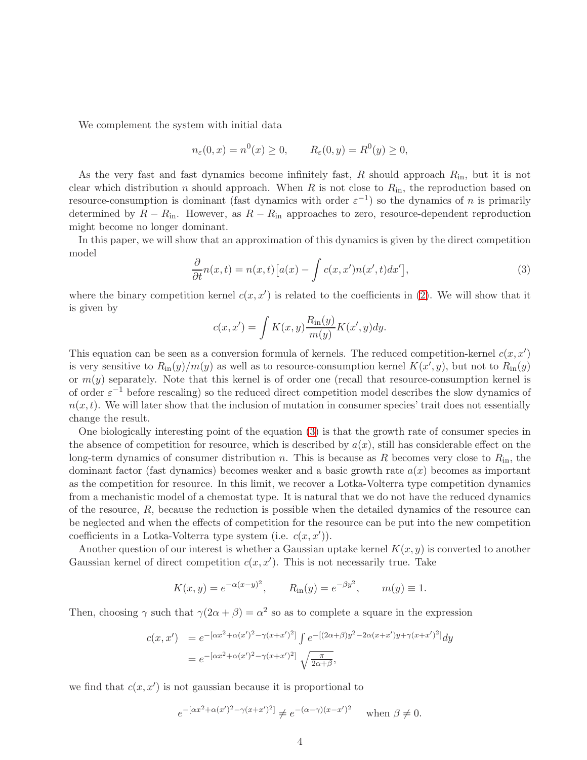We complement the system with initial data

$$n_\varepsilon(0,x) = n^0(x) \geq 0, \qquad R_\varepsilon(0,y) = R^0(y) \geq 0,$$

As the very fast and fast dynamics become infinitely fast, $R$ should approach $R_{\text{in}}$, but it is not clear which distribution $n$ should approach. When $R$ is not close to $R_{\text{in}}$, the reproduction based on resource-consumption is dominant (fast dynamics with order $\varepsilon^{-1}$) so the dynamics of $n$ is primarily determined by $R - R_{\text{in}}$. However, as $R - R_{\text{in}}$ approaches to zero, resource-dependent reproduction might become no longer dominant.

In this paper, we will show that an approximation of this dynamics is given by the direct competition model

$$\frac{\partial}{\partial t} n(x,t) = n(x,t)\big[a(x) - \int c(x,x')n(x',t)dx'\big], \tag{3}$$

where the binary competition kernel $c(x,x')$ is related to the coefficients in (2). We will show that it is given by

$$c(x,x') = \int K(x,y)\frac{R_{\text{in}}(y)}{m(y)}K(x',y)dy.$$

This equation can be seen as a conversion formula of kernels. The reduced competition-kernel $c(x,x')$ is very sensitive to $R_{\text{in}}(y)/m(y)$ as well as to resource-consumption kernel $K(x',y)$, but not to $R_{\text{in}}(y)$ or $m(y)$ separately. Note that this kernel is of order one (recall that resource-consumption kernel is of order $\varepsilon^{-1}$ before rescaling) so the reduced direct competition model describes the slow dynamics of $n(x,t)$. We will later show that the inclusion of mutation in consumer species' trait does not essentially change the result.

One biologically interesting point of the equation (3) is that the growth rate of consumer species in the absence of competition for resource, which is described by $a(x)$, still has considerable effect on the long-term dynamics of consumer distribution $n$. This is because as $R$ becomes very close to $R_{\text{in}}$, the dominant factor (fast dynamics) becomes weaker and a basic growth rate $a(x)$ becomes as important as the competition for resource. In this limit, we recover a Lotka-Volterra type competition dynamics from a mechanistic model of a chemostat type. It is natural that we do not have the reduced dynamics of the resource, $R$, because the reduction is possible when the detailed dynamics of the resource can be neglected and when the effects of competition for the resource can be put into the new competition coefficients in a Lotka-Volterra type system (i.e. $c(x,x')$).

Another question of our interest is whether a Gaussian uptake kernel $K(x,y)$ is converted to another Gaussian kernel of direct competition $c(x,x')$. This is not necessarily true. Take

$$K(x,y) = e^{-\alpha(x-y)^2}, \qquad R_{\text{in}}(y) = e^{-\beta y^2}, \qquad m(y) \equiv 1.$$

Then, choosing $\gamma$ such that $\gamma(2\alpha+\beta) = \alpha^2$ so as to complete a square in the expression

$$\begin{aligned} c(x,x') &= e^{-[\alpha x^2 + \alpha(x')^2 - \gamma(x+x')^2]} \int e^{-[(2\alpha+\beta)y^2 - 2\alpha(x+x')y + \gamma(x+x')^2]}dy \\ &= e^{-[\alpha x^2 + \alpha(x')^2 - \gamma(x+x')^2]} \sqrt{\tfrac{\pi}{2\alpha+\beta}}, \end{aligned}$$

we find that $c(x,x')$ is not gaussian because it is proportional to

$$e^{-[\alpha x^2 + \alpha(x')^2 - \gamma(x+x')^2]} \neq e^{-(\alpha-\gamma)(x-x')^2} \quad \text{when } \beta \neq 0.$$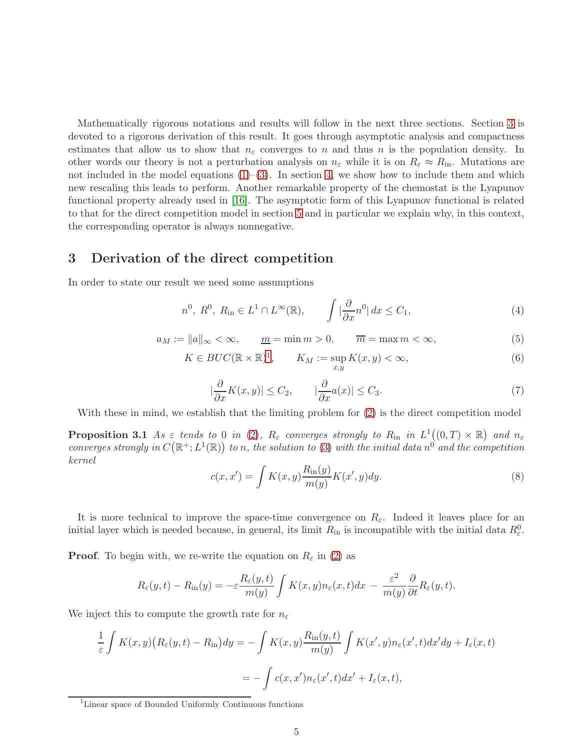Mathematically rigorous notations and results will follow in the next three sections. Section 3 is devoted to a rigorous derivation of this result. It goes through asymptotic analysis and compactness estimates that allow us to show that $n_\varepsilon$ converges to $n$ and thus $n$ is the population density. In other words our theory is not a perturbation analysis on $n_\varepsilon$ while it is on $R_\varepsilon \approx R_{\rm in}$. Mutations are not included in the model equations (1)–(3). In section 4, we show how to include them and which new rescaling this leads to perform. Another remarkable property of the chemostat is the Lyapunov functional property already used in [16]. The asymptotic form of this Lyapunov functional is related to that for the direct competition model in section 5 and in particular we explain why, in this context, the corresponding operator is always nonnegative.

## 3 Derivation of the direct competition

In order to state our result we need some assumptions

$$n^0,\ R^0,\ R_{\rm in} \in L^1 \cap L^\infty(\mathbb{R}), \qquad \int |\frac{\partial}{\partial x} n^0|\, dx \le C_1, \tag{4}$$

$$a_M := \|a\|_\infty < \infty, \qquad \underline{m} = \min m > 0, \qquad \overline{m} = \max m < \infty, \tag{5}$$

$$K \in BUC(\mathbb{R}\times\mathbb{R})^{1}, \qquad K_M := \sup_{x,y} K(x,y) < \infty, \tag{6}$$

$$|\frac{\partial}{\partial x} K(x,y)| \le C_2, \qquad |\frac{\partial}{\partial x} a(x)| \le C_3. \tag{7}$$

With these in mind, we establish that the limiting problem for (2) is the direct competition model

**Proposition 3.1** *As $\varepsilon$ tends to 0 in (2), $R_\varepsilon$ converges strongly to $R_{\rm in}$ in $L^1\big((0,T)\times\mathbb{R}\big)$ and $n_\varepsilon$ converges strongly in $C\big(\mathbb{R}^+; L^1(\mathbb{R})\big)$ to $n$, the solution to (3) with the initial data $n^0$ and the competition kernel*

$$c(x,x') = \int K(x,y)\frac{R_{\rm in}(y)}{m(y)} K(x',y)dy. \tag{8}$$

It is more technical to improve the space-time convergence on $R_\varepsilon$. Indeed it leaves place for an initial layer which is needed because, in general, its limit $R_{\rm in}$ is incompatible with the initial data $R^0_\varepsilon$.

**Proof**. To begin with, we re-write the equation on $R_\varepsilon$ in (2) as

$$R_\varepsilon(y,t) - R_{\rm in}(y) = -\varepsilon \frac{R_\varepsilon(y,t)}{m(y)} \int K(x,y) n_\varepsilon(x,t)dx \;-\; \frac{\varepsilon^2}{m(y)}\frac{\partial}{\partial t} R_\varepsilon(y,t).$$

We inject this to compute the growth rate for $n_\varepsilon$

$$\frac{1}{\varepsilon}\int K(x,y)\big(R_\varepsilon(y,t) - R_{\rm in}\big)dy = -\int K(x,y)\frac{R_{\rm in}(y,t)}{m(y)}\int K(x',y)n_\varepsilon(x',t)dx'dy + I_\varepsilon(x,t)$$

$$= -\int c(x,x')n_\varepsilon(x',t)dx' + I_\varepsilon(x,t),$$

[1] Linear space of Bounded Uniformly Continuous functions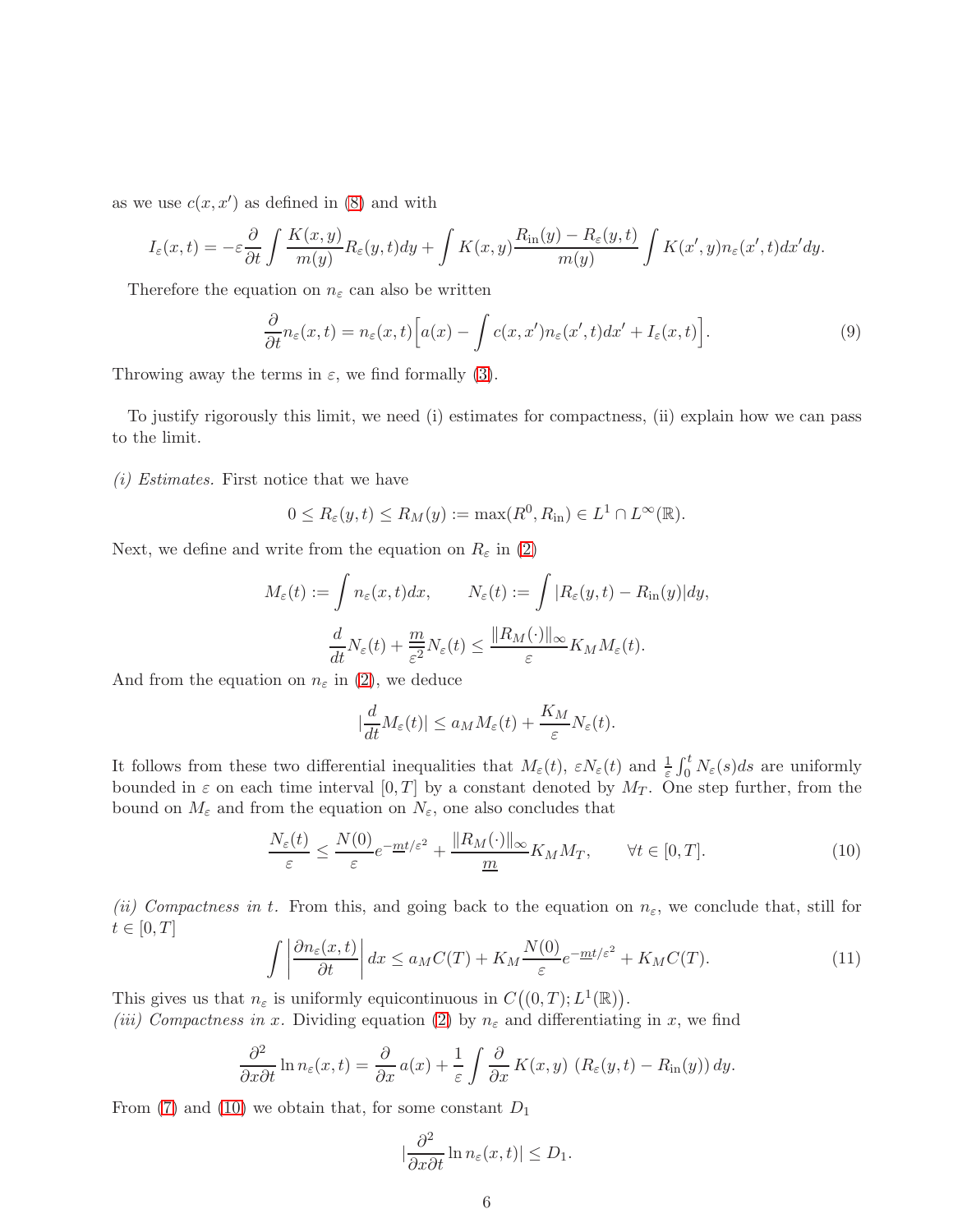as we use $c(x,x')$ as defined in (8) and with

$$I_\varepsilon(x,t) = -\varepsilon \frac{\partial}{\partial t} \int \frac{K(x,y)}{m(y)} R_\varepsilon(y,t) dy + \int K(x,y) \frac{R_{\rm in}(y) - R_\varepsilon(y,t)}{m(y)} \int K(x',y) n_\varepsilon(x',t) dx' dy.$$

Therefore the equation on $n_\varepsilon$ can also be written

$$\frac{\partial}{\partial t} n_\varepsilon(x,t) = n_\varepsilon(x,t) \Big[ a(x) - \int c(x,x') n_\varepsilon(x',t) dx' + I_\varepsilon(x,t) \Big]. \tag{9}$$

Throwing away the terms in $\varepsilon$, we find formally (3).

To justify rigorously this limit, we need (i) estimates for compactness, (ii) explain how we can pass to the limit.

*(i) Estimates.* First notice that we have

$$0 \le R_\varepsilon(y,t) \le R_M(y) := \max(R^0, R_{\rm in}) \in L^1 \cap L^\infty(\mathbb{R}).$$

Next, we define and write from the equation on $R_\varepsilon$ in (2)

$$M_\varepsilon(t) := \int n_\varepsilon(x,t) dx, \qquad N_\varepsilon(t) := \int |R_\varepsilon(y,t) - R_{\rm in}(y)| dy,$$

$$\frac{d}{dt} N_\varepsilon(t) + \frac{m}{\varepsilon^2} N_\varepsilon(t) \le \frac{\|R_M(\cdot)\|_\infty}{\varepsilon} K_M M_\varepsilon(t).$$

And from the equation on $n_\varepsilon$ in (2), we deduce

$$\Big|\frac{d}{dt} M_\varepsilon(t)\Big| \le a_M M_\varepsilon(t) + \frac{K_M}{\varepsilon} N_\varepsilon(t).$$

It follows from these two differential inequalities that $M_\varepsilon(t)$, $\varepsilon N_\varepsilon(t)$ and $\frac{1}{\varepsilon}\int_0^t N_\varepsilon(s) ds$ are uniformly bounded in $\varepsilon$ on each time interval $[0,T]$ by a constant denoted by $M_T$. One step further, from the bound on $M_\varepsilon$ and from the equation on $N_\varepsilon$, one also concludes that

$$\frac{N_\varepsilon(t)}{\varepsilon} \le \frac{N(0)}{\varepsilon} e^{-\underline{m} t/\varepsilon^2} + \frac{\|R_M(\cdot)\|_\infty}{\underline{m}} K_M M_T, \qquad \forall t \in [0,T]. \tag{10}$$

*(ii) Compactness in t.* From this, and going back to the equation on $n_\varepsilon$, we conclude that, still for $t \in [0,T]$

$$\int \Big| \frac{\partial n_\varepsilon(x,t)}{\partial t} \Big| dx \le a_M C(T) + K_M \frac{N(0)}{\varepsilon} e^{-\underline{m} t/\varepsilon^2} + K_M C(T). \tag{11}$$

This gives us that $n_\varepsilon$ is uniformly equicontinuous in $C\big((0,T); L^1(\mathbb{R})\big)$.

*(iii) Compactness in x.* Dividing equation (2) by $n_\varepsilon$ and differentiating in $x$, we find

$$\frac{\partial^2}{\partial x \partial t} \ln n_\varepsilon(x,t) = \frac{\partial}{\partial x} a(x) + \frac{1}{\varepsilon} \int \frac{\partial}{\partial x} K(x,y) \ (R_\varepsilon(y,t) - R_{\rm in}(y))\, dy.$$

From (7) and (10) we obtain that, for some constant $D_1$

$$\Big|\frac{\partial^2}{\partial x \partial t} \ln n_\varepsilon(x,t)\Big| \le D_1.$$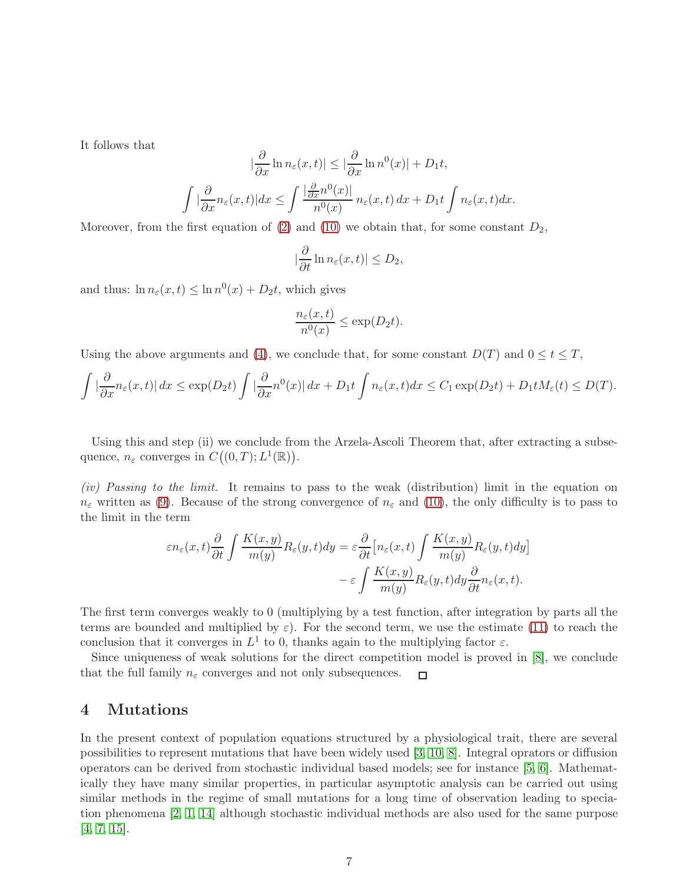It follows that

$$|\frac{\partial}{\partial x}\ln n_\varepsilon(x,t)| \leq |\frac{\partial}{\partial x}\ln n^0(x)| + D_1 t,$$

$$\int |\frac{\partial}{\partial x} n_\varepsilon(x,t)| dx \leq \int \frac{|\frac{\partial}{\partial x} n^0(x)|}{n^0(x)}\, n_\varepsilon(x,t)\, dx + D_1 t \int n_\varepsilon(x,t) dx.$$

Moreover, from the first equation of (2) and (10) we obtain that, for some constant $D_2$,

$$|\frac{\partial}{\partial t}\ln n_\varepsilon(x,t)| \leq D_2,$$

and thus: $\ln n_\varepsilon(x,t) \leq \ln n^0(x) + D_2 t$, which gives

$$\frac{n_\varepsilon(x,t)}{n^0(x)} \leq \exp(D_2 t).$$

Using the above arguments and (4), we conclude that, for some constant $D(T)$ and $0 \leq t \leq T$,

$$\int |\frac{\partial}{\partial x} n_\varepsilon(x,t)|\, dx \leq \exp(D_2 t) \int |\frac{\partial}{\partial x} n^0(x)|\, dx + D_1 t \int n_\varepsilon(x,t) dx \leq C_1 \exp(D_2 t) + D_1 t M_\varepsilon(t) \leq D(T).$$

Using this and step (ii) we conclude from the Arzela-Ascoli Theorem that, after extracting a subsequence, $n_\varepsilon$ converges in $C\big((0,T); L^1(\mathbb{R})\big)$.

*(iv) Passing to the limit.* It remains to pass to the weak (distribution) limit in the equation on $n_\varepsilon$ written as (9). Because of the strong convergence of $n_\varepsilon$ and (10), the only difficulty is to pass to the limit in the term

$$\varepsilon n_\varepsilon(x,t) \frac{\partial}{\partial t} \int \frac{K(x,y)}{m(y)} R_\varepsilon(y,t) dy = \varepsilon \frac{\partial}{\partial t}\big[n_\varepsilon(x,t) \int \frac{K(x,y)}{m(y)} R_\varepsilon(y,t) dy\big]$$
$$- \varepsilon \int \frac{K(x,y)}{m(y)} R_\varepsilon(y,t) dy \frac{\partial}{\partial t} n_\varepsilon(x,t).$$

The first term converges weakly to 0 (multiplying by a test function, after integration by parts all the terms are bounded and multiplied by $\varepsilon$). For the second term, we use the estimate (11) to reach the conclusion that it converges in $L^1$ to 0, thanks again to the multiplying factor $\varepsilon$.

Since uniqueness of weak solutions for the direct competition model is proved in [8], we conclude that the full family $n_\varepsilon$ converges and not only subsequences. $\square$

# 4 Mutations

In the present context of population equations structured by a physiological trait, there are several possibilities to represent mutations that have been widely used [3, 10, 8]. Integral oprators or diffusion operators can be derived from stochastic individual based models; see for instance [5, 6]. Mathematically they have many similar properties, in particular asymptotic analysis can be carried out using similar methods in the regime of small mutations for a long time of observation leading to speciation phenomena [2, 1, 14] although stochastic individual methods are also used for the same purpose [4, 7, 15].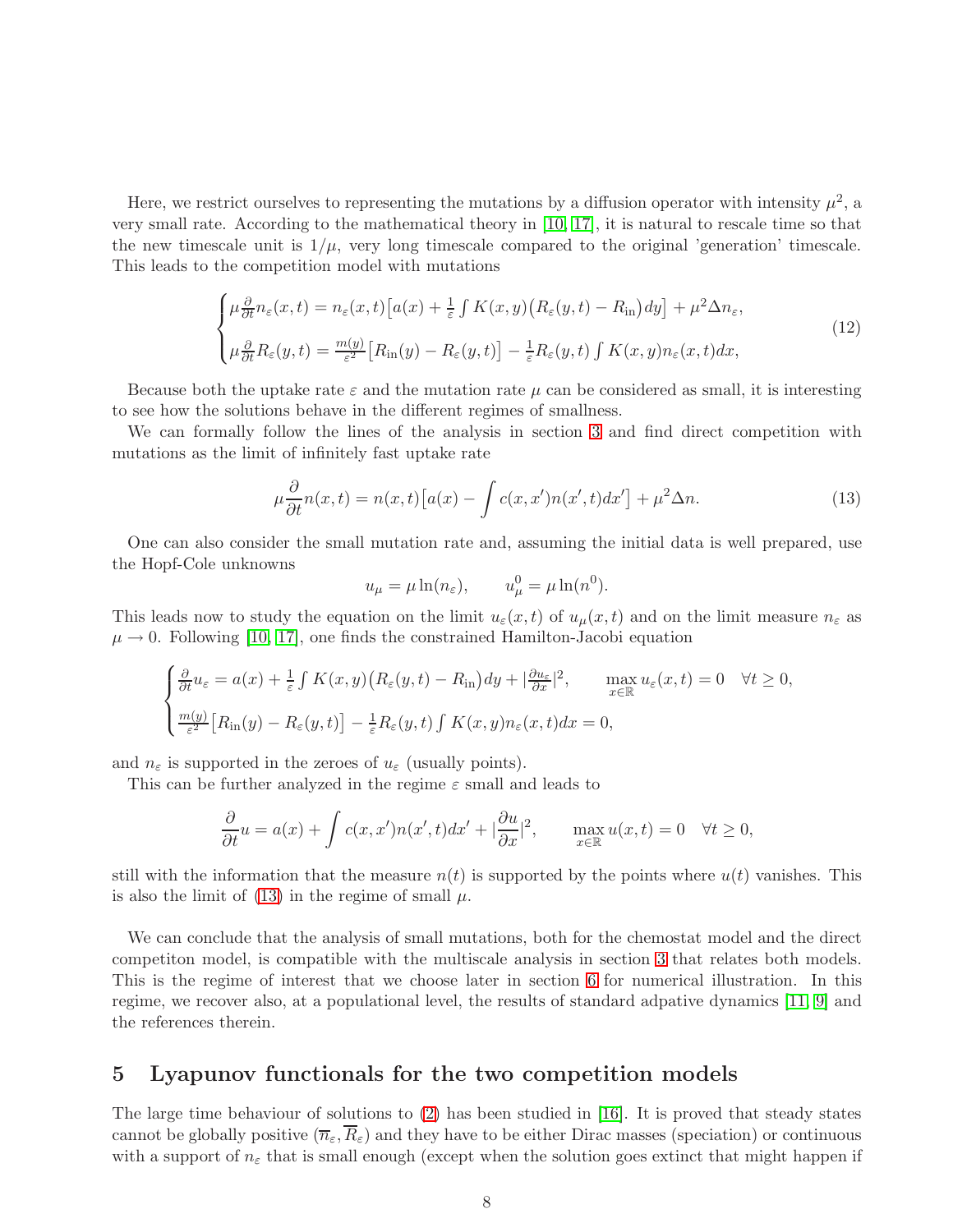Here, we restrict ourselves to representing the mutations by a diffusion operator with intensity $\mu^2$, a very small rate. According to the mathematical theory in [10, 17], it is natural to rescale time so that the new timescale unit is $1/\mu$, very long timescale compared to the original 'generation' timescale. This leads to the competition model with mutations

$$
\begin{cases}
\mu \frac{\partial}{\partial t} n_\varepsilon(x,t) = n_\varepsilon(x,t)\big[a(x) + \frac{1}{\varepsilon}\int K(x,y)\big(R_\varepsilon(y,t) - R_{\text{in}}\big)dy\big] + \mu^2 \Delta n_\varepsilon, \\
\mu \frac{\partial}{\partial t} R_\varepsilon(y,t) = \frac{m(y)}{\varepsilon^2}\big[R_{\text{in}}(y) - R_\varepsilon(y,t)\big] - \frac{1}{\varepsilon} R_\varepsilon(y,t) \int K(x,y) n_\varepsilon(x,t)dx,
\end{cases}
\tag{12}
$$

Because both the uptake rate $\varepsilon$ and the mutation rate $\mu$ can be considered as small, it is interesting to see how the solutions behave in the different regimes of smallness.

We can formally follow the lines of the analysis in section 3 and find direct competition with mutations as the limit of infinitely fast uptake rate

$$
\mu \frac{\partial}{\partial t} n(x,t) = n(x,t)\big[a(x) - \int c(x,x')n(x',t)dx'\big] + \mu^2 \Delta n. \tag{13}
$$

One can also consider the small mutation rate and, assuming the initial data is well prepared, use the Hopf-Cole unknowns

$$
u_\mu = \mu \ln(n_\varepsilon), \qquad u^0_\mu = \mu \ln(n^0).
$$

This leads now to study the equation on the limit $u_\varepsilon(x,t)$ of $u_\mu(x,t)$ and on the limit measure $n_\varepsilon$ as $\mu \to 0$. Following [10, 17], one finds the constrained Hamilton-Jacobi equation

$$
\begin{cases}
\frac{\partial}{\partial t} u_\varepsilon = a(x) + \frac{1}{\varepsilon}\int K(x,y)\big(R_\varepsilon(y,t) - R_{\text{in}}\big)dy + |\frac{\partial u_\varepsilon}{\partial x}|^2, \qquad \max\limits_{x\in\mathbb{R}} u_\varepsilon(x,t) = 0 \quad \forall t \geq 0, \\
\frac{m(y)}{\varepsilon^2}\big[R_{\text{in}}(y) - R_\varepsilon(y,t)\big] - \frac{1}{\varepsilon} R_\varepsilon(y,t) \int K(x,y) n_\varepsilon(x,t)dx = 0,
\end{cases}
$$

and $n_\varepsilon$ is supported in the zeroes of $u_\varepsilon$ (usually points).

This can be further analyzed in the regime $\varepsilon$ small and leads to

$$
\frac{\partial}{\partial t} u = a(x) + \int c(x,x')n(x',t)dx' + |\frac{\partial u}{\partial x}|^2, \qquad \max_{x\in\mathbb{R}} u(x,t) = 0 \quad \forall t \geq 0,
$$

still with the information that the measure $n(t)$ is supported by the points where $u(t)$ vanishes. This is also the limit of (13) in the regime of small $\mu$.

We can conclude that the analysis of small mutations, both for the chemostat model and the direct competiton model, is compatible with the multiscale analysis in section 3 that relates both models. This is the regime of interest that we choose later in section 6 for numerical illustration. In this regime, we recover also, at a populational level, the results of standard adpative dynamics [11, 9] and the references therein.

## 5 Lyapunov functionals for the two competition models

The large time behaviour of solutions to (2) has been studied in [16]. It is proved that steady states cannot be globally positive $(\overline{n}_\varepsilon, \overline{R}_\varepsilon)$ and they have to be either Dirac masses (speciation) or continuous with a support of $n_\varepsilon$ that is small enough (except when the solution goes extinct that might happen if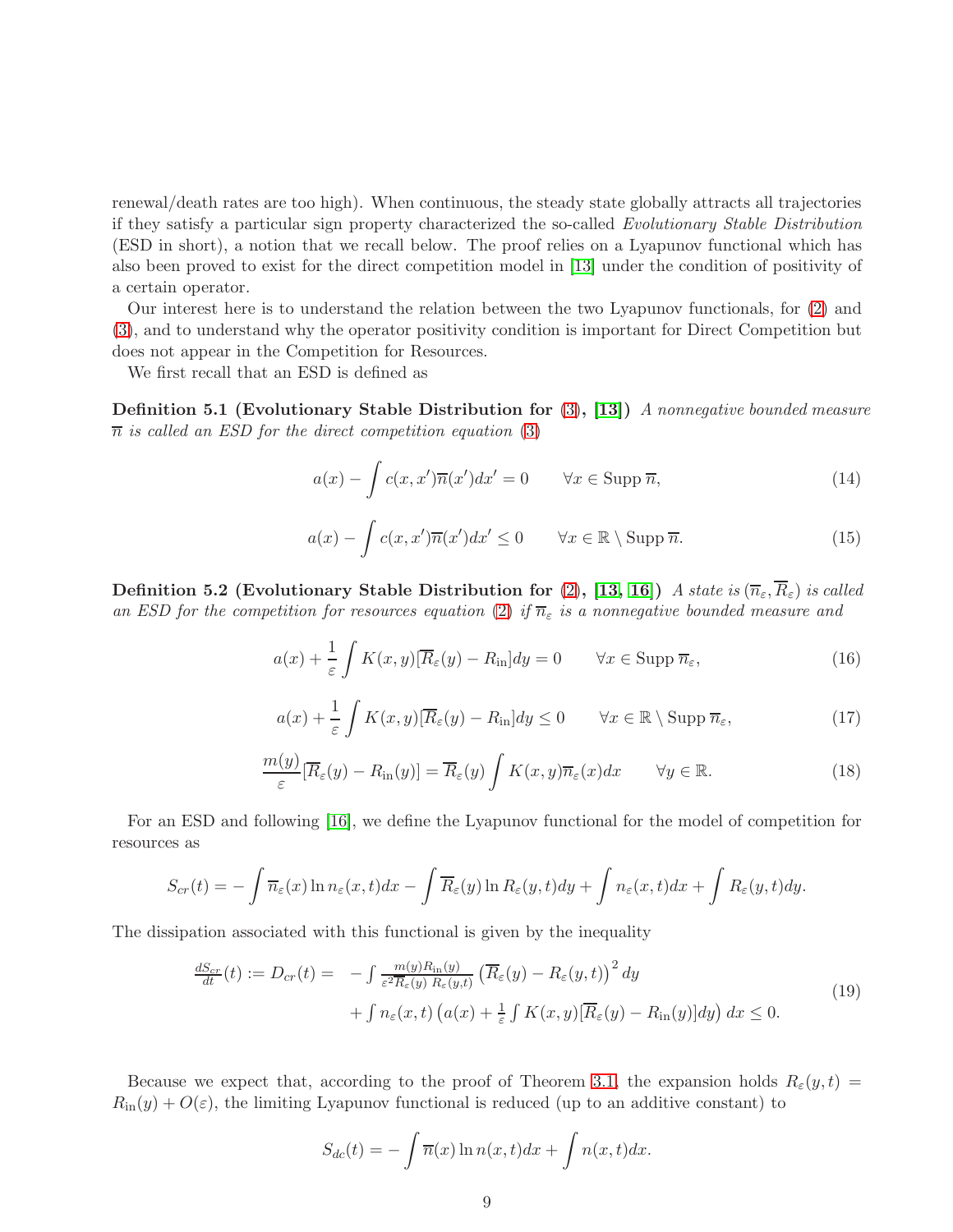renewal/death rates are too high). When continuous, the steady state globally attracts all trajectories if they satisfy a particular sign property characterized the so-called *Evolutionary Stable Distribution* (ESD in short), a notion that we recall below. The proof relies on a Lyapunov functional which has also been proved to exist for the direct competition model in [13] under the condition of positivity of a certain operator.

Our interest here is to understand the relation between the two Lyapunov functionals, for (2) and (3), and to understand why the operator positivity condition is important for Direct Competition but does not appear in the Competition for Resources.

We first recall that an ESD is defined as

**Definition 5.1 (Evolutionary Stable Distribution for (3), [13])** *A nonnegative bounded measure $\overline{n}$ is called an ESD for the direct competition equation (3)*

$$a(x) - \int c(x,x')\overline{n}(x')dx' = 0 \qquad \forall x \in \operatorname{Supp} \overline{n}, \tag{14}$$

$$a(x) - \int c(x,x')\overline{n}(x')dx' \leq 0 \qquad \forall x \in \mathbb{R} \setminus \operatorname{Supp} \overline{n}. \tag{15}$$

**Definition 5.2 (Evolutionary Stable Distribution for (2), [13, 16])** *A state is $(\overline{n}_\varepsilon, \overline{R}_\varepsilon)$ is called an ESD for the competition for resources equation (2) if $\overline{n}_\varepsilon$ is a nonnegative bounded measure and*

$$a(x) + \frac{1}{\varepsilon}\int K(x,y)[\overline{R}_\varepsilon(y) - R_{\rm in}]dy = 0 \qquad \forall x \in \operatorname{Supp} \overline{n}_\varepsilon, \tag{16}$$

$$a(x) + \frac{1}{\varepsilon}\int K(x,y)[\overline{R}_\varepsilon(y) - R_{\rm in}]dy \leq 0 \qquad \forall x \in \mathbb{R} \setminus \operatorname{Supp} \overline{n}_\varepsilon, \tag{17}$$

$$\frac{m(y)}{\varepsilon}[\overline{R}_\varepsilon(y) - R_{\rm in}(y)] = \overline{R}_\varepsilon(y)\int K(x,y)\overline{n}_\varepsilon(x)dx \qquad \forall y \in \mathbb{R}. \tag{18}$$

For an ESD and following [16], we define the Lyapunov functional for the model of competition for resources as

$$S_{cr}(t) = -\int \overline{n}_\varepsilon(x)\ln n_\varepsilon(x,t)dx - \int \overline{R}_\varepsilon(y)\ln R_\varepsilon(y,t)dy + \int n_\varepsilon(x,t)dx + \int R_\varepsilon(y,t)dy.$$

The dissipation associated with this functional is given by the inequality

$$\begin{aligned} \frac{dS_{cr}}{dt}(t) := D_{cr}(t) = & -\int \frac{m(y)R_{\rm in}(y)}{\varepsilon^2 \overline{R}_\varepsilon(y)\, R_\varepsilon(y,t)}\left(\overline{R}_\varepsilon(y) - R_\varepsilon(y,t)\right)^2 dy \\ & + \int n_\varepsilon(x,t)\left(a(x) + \frac{1}{\varepsilon}\int K(x,y)[\overline{R}_\varepsilon(y) - R_{\rm in}(y)]dy\right)dx \leq 0. \end{aligned} \tag{19}$$

Because we expect that, according to the proof of Theorem 3.1, the expansion holds $R_\varepsilon(y,t) = R_{\rm in}(y) + O(\varepsilon)$, the limiting Lyapunov functional is reduced (up to an additive constant) to

$$S_{dc}(t) = -\int \overline{n}(x)\ln n(x,t)dx + \int n(x,t)dx.$$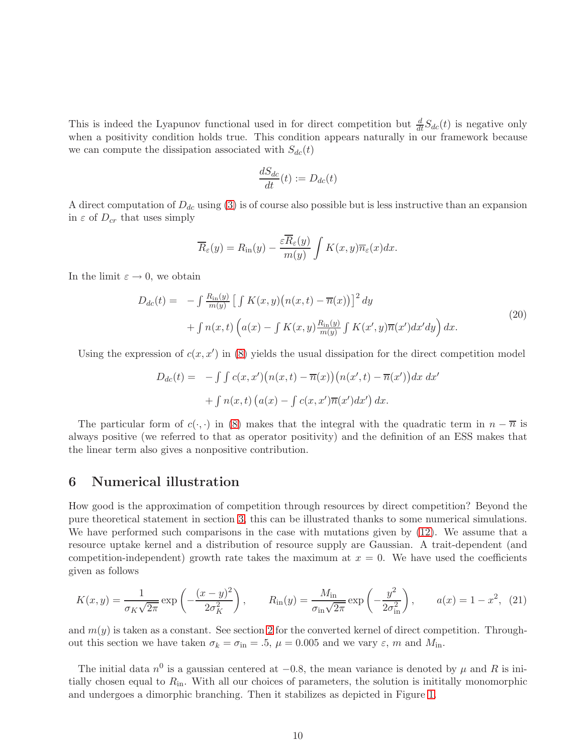This is indeed the Lyapunov functional used in for direct competition but $\frac{d}{dt}S_{dc}(t)$ is negative only when a positivity condition holds true. This condition appears naturally in our framework because we can compute the dissipation associated with $S_{dc}(t)$

$$\frac{dS_{dc}}{dt}(t) := D_{dc}(t)$$

A direct computation of $D_{dc}$ using (3) is of course also possible but is less instructive than an expansion in $\varepsilon$ of $D_{cr}$ that uses simply

$$\overline{R}_\varepsilon(y) = R_{\text{in}}(y) - \frac{\varepsilon \overline{R}_\varepsilon(y)}{m(y)} \int K(x,y)\overline{n}_\varepsilon(x)dx.$$

In the limit $\varepsilon \to 0$, we obtain

$$\begin{aligned} D_{dc}(t) = \; & -\int \tfrac{R_{\text{in}}(y)}{m(y)} \left[ \int K(x,y)\big(n(x,t) - \overline{n}(x)\big) \right]^2 dy \\ & + \int n(x,t) \left( a(x) - \int K(x,y) \tfrac{R_{\text{in}}(y)}{m(y)} \int K(x',y)\overline{n}(x')dx'dy \right) dx. \end{aligned} \tag{20}$$

Using the expression of $c(x,x')$ in (8) yields the usual dissipation for the direct competition model

$$\begin{aligned} D_{dc}(t) = \; & -\int\int c(x,x')\big(n(x,t) - \overline{n}(x)\big)\big(n(x',t) - \overline{n}(x')\big)dx\, dx' \\ & + \int n(x,t) \left( a(x) - \int c(x,x')\overline{n}(x')dx' \right) dx. \end{aligned}$$

The particular form of $c(\cdot,\cdot)$ in (8) makes that the integral with the quadratic term in $n - \overline{n}$ is always positive (we referred to that as operator positivity) and the definition of an ESS makes that the linear term also gives a nonpositive contribution.

# 6 Numerical illustration

How good is the approximation of competition through resources by direct competition? Beyond the pure theoretical statement in section 3, this can be illustrated thanks to some numerical simulations. We have performed such comparisons in the case with mutations given by (12). We assume that a resource uptake kernel and a distribution of resource supply are Gaussian. A trait-dependent (and competition-independent) growth rate takes the maximum at $x = 0$. We have used the coefficients given as follows

$$K(x,y) = \frac{1}{\sigma_K\sqrt{2\pi}} \exp\left(-\frac{(x-y)^2}{2\sigma_K^2}\right), \qquad R_{\text{in}}(y) = \frac{M_{\text{in}}}{\sigma_{\text{in}}\sqrt{2\pi}} \exp\left(-\frac{y^2}{2\sigma_{\text{in}}^2}\right), \qquad a(x) = 1 - x^2, \tag{21}$$

and $m(y)$ is taken as a constant. See section 2 for the converted kernel of direct competition. Throughout this section we have taken $\sigma_k = \sigma_{\text{in}} = .5$, $\mu = 0.005$ and we vary $\varepsilon$, $m$ and $M_{\text{in}}$.

The initial data $n^0$ is a gaussian centered at $-0.8$, the mean variance is denoted by $\mu$ and $R$ is initially chosen equal to $R_{\text{in}}$. With all our choices of parameters, the solution is inititally monomorphic and undergoes a dimorphic branching. Then it stabilizes as depicted in Figure 1.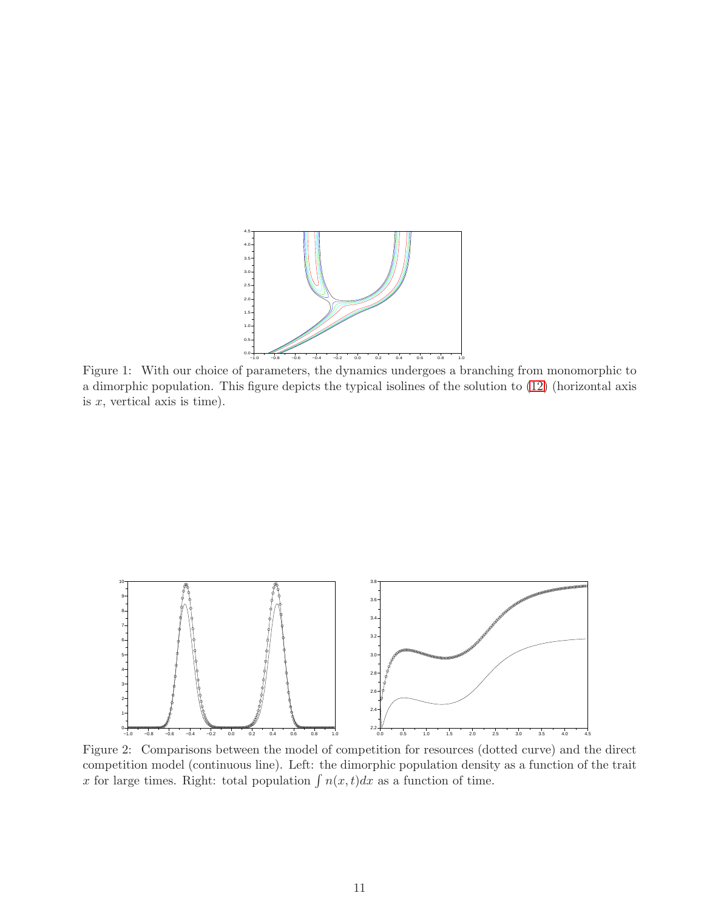Figure 1: With our choice of parameters, the dynamics undergoes a branching from monomorphic to a dimorphic population. This figure depicts the typical isolines of the solution to (12) (horizontal axis is $x$, vertical axis is time).

Figure 2: Comparisons between the model of competition for resources (dotted curve) and the direct competition model (continuous line). Left: the dimorphic population density as a function of the trait $x$ for large times. Right: total population $\int n(x,t)dx$ as a function of time.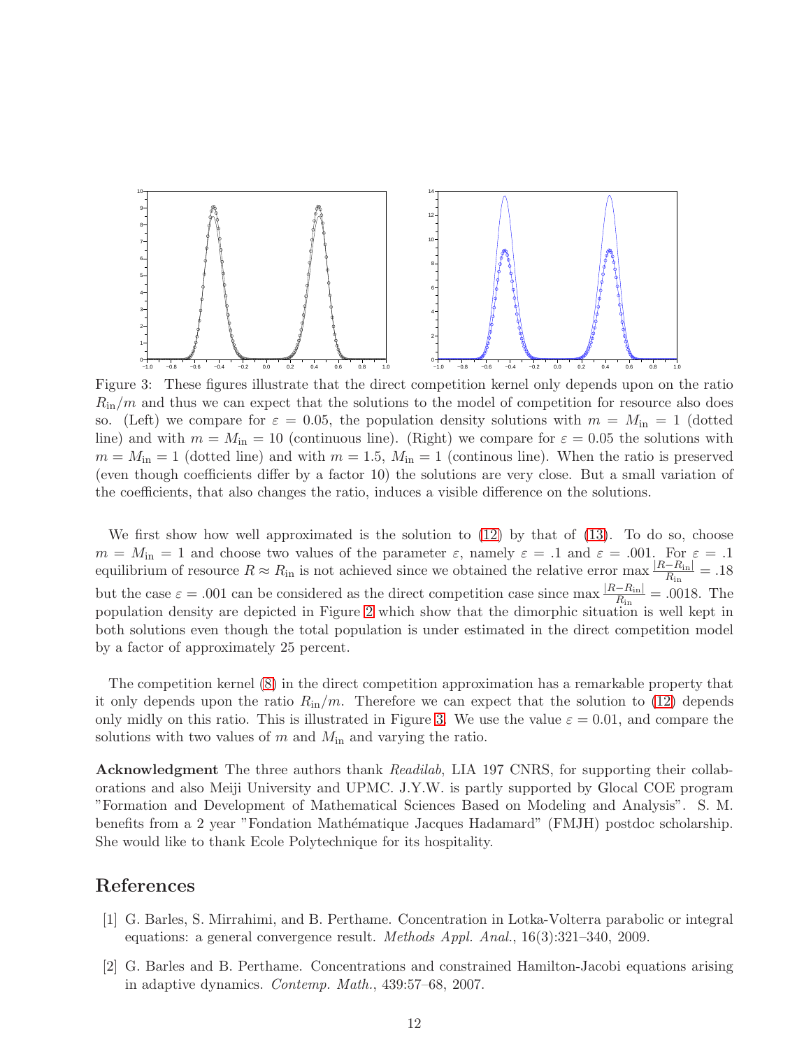Figure 3: These figures illustrate that the direct competition kernel only depends upon on the ratio $R_{\rm in}/m$ and thus we can expect that the solutions to the model of competition for resource also does so. (Left) we compare for $\varepsilon = 0.05$, the population density solutions with $m = M_{\rm in} = 1$ (dotted line) and with $m = M_{\rm in} = 10$ (continuous line). (Right) we compare for $\varepsilon = 0.05$ the solutions with $m = M_{\rm in} = 1$ (dotted line) and with $m = 1.5$, $M_{\rm in} = 1$ (continous line). When the ratio is preserved (even though coefficients differ by a factor 10) the solutions are very close. But a small variation of the coefficients, that also changes the ratio, induces a visible difference on the solutions.

We first show how well approximated is the solution to (12) by that of (13). To do so, choose $m = M_{\rm in} = 1$ and choose two values of the parameter $\varepsilon$, namely $\varepsilon = .1$ and $\varepsilon = .001$. For $\varepsilon = .1$ equilibrium of resource $R \approx R_{\rm in}$ is not achieved since we obtained the relative error $\max \frac{|R-R_{\rm in}|}{R_{\rm in}} = .18$ but the case $\varepsilon = .001$ can be considered as the direct competition case since $\max \frac{|R-R_{\rm in}|}{R_{\rm in}} = .0018$. The population density are depicted in Figure 2 which show that the dimorphic situation is well kept in both solutions even though the total population is under estimated in the direct competition model by a factor of approximately 25 percent.

The competition kernel (8) in the direct competition approximation has a remarkable property that it only depends upon the ratio $R_{\rm in}/m$. Therefore we can expect that the solution to (12) depends only midly on this ratio. This is illustrated in Figure 3. We use the value $\varepsilon = 0.01$, and compare the solutions with two values of $m$ and $M_{\rm in}$ and varying the ratio.

**Acknowledgment** The three authors thank *Readilab*, LIA 197 CNRS, for supporting their collaborations and also Meiji University and UPMC. J.Y.W. is partly supported by Glocal COE program "Formation and Development of Mathematical Sciences Based on Modeling and Analysis". S. M. benefits from a 2 year "Fondation Mathématique Jacques Hadamard" (FMJH) postdoc scholarship. She would like to thank Ecole Polytechnique for its hospitality.

## References

[1] G. Barles, S. Mirrahimi, and B. Perthame. Concentration in Lotka-Volterra parabolic or integral equations: a general convergence result. *Methods Appl. Anal.*, 16(3):321–340, 2009.

[2] G. Barles and B. Perthame. Concentrations and constrained Hamilton-Jacobi equations arising in adaptive dynamics. *Contemp. Math.*, 439:57–68, 2007.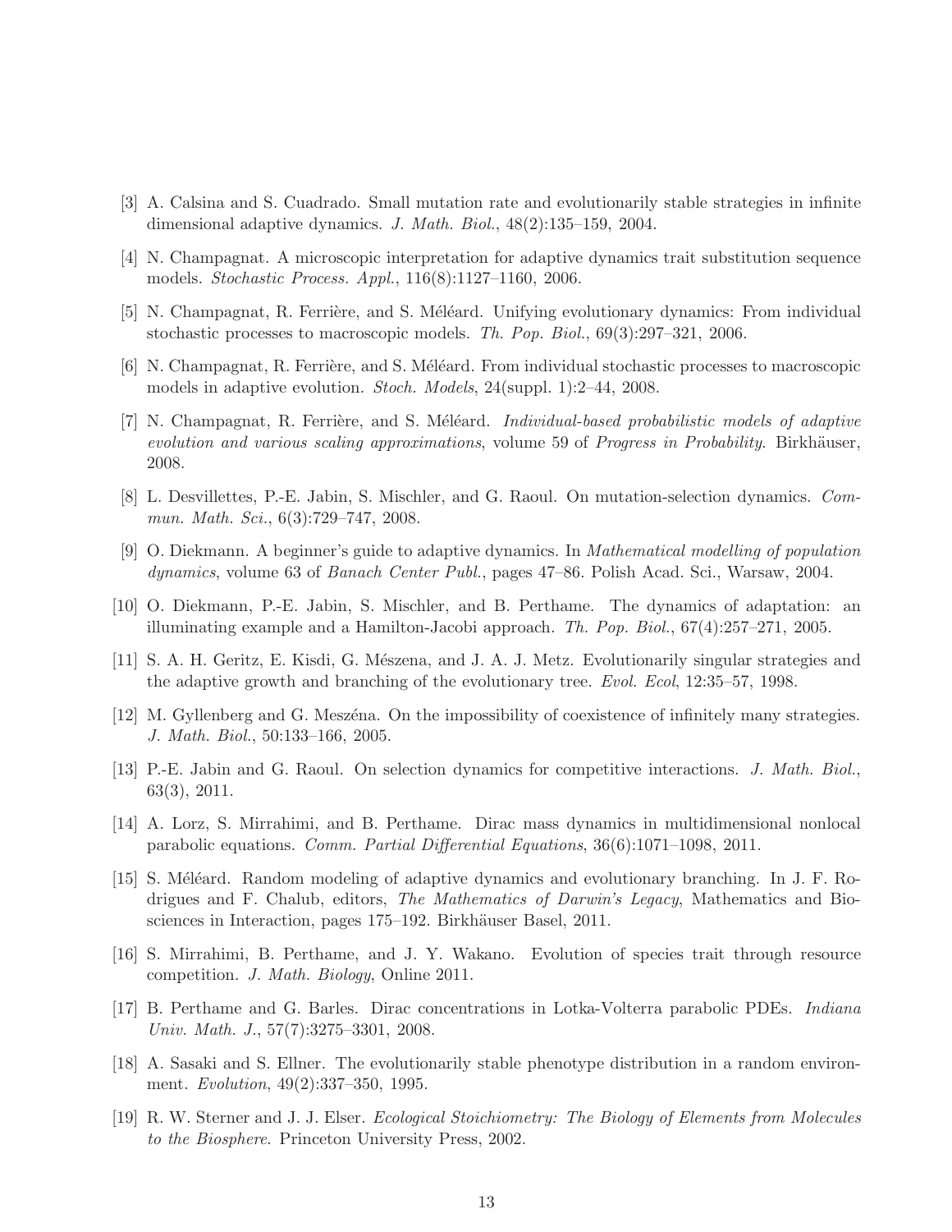[3] A. Calsina and S. Cuadrado. Small mutation rate and evolutionarily stable strategies in infinite dimensional adaptive dynamics. *J. Math. Biol.*, 48(2):135–159, 2004.

[4] N. Champagnat. A microscopic interpretation for adaptive dynamics trait substitution sequence models. *Stochastic Process. Appl.*, 116(8):1127–1160, 2006.

[5] N. Champagnat, R. Ferrière, and S. Méléard. Unifying evolutionary dynamics: From individual stochastic processes to macroscopic models. *Th. Pop. Biol.*, 69(3):297–321, 2006.

[6] N. Champagnat, R. Ferrière, and S. Méléard. From individual stochastic processes to macroscopic models in adaptive evolution. *Stoch. Models*, 24(suppl. 1):2–44, 2008.

[7] N. Champagnat, R. Ferrière, and S. Méléard. *Individual-based probabilistic models of adaptive evolution and various scaling approximations*, volume 59 of *Progress in Probability*. Birkhäuser, 2008.

[8] L. Desvillettes, P.-E. Jabin, S. Mischler, and G. Raoul. On mutation-selection dynamics. *Commun. Math. Sci.*, 6(3):729–747, 2008.

[9] O. Diekmann. A beginner's guide to adaptive dynamics. In *Mathematical modelling of population dynamics*, volume 63 of *Banach Center Publ.*, pages 47–86. Polish Acad. Sci., Warsaw, 2004.

[10] O. Diekmann, P.-E. Jabin, S. Mischler, and B. Perthame. The dynamics of adaptation: an illuminating example and a Hamilton-Jacobi approach. *Th. Pop. Biol.*, 67(4):257–271, 2005.

[11] S. A. H. Geritz, E. Kisdi, G. Mészena, and J. A. J. Metz. Evolutionarily singular strategies and the adaptive growth and branching of the evolutionary tree. *Evol. Ecol*, 12:35–57, 1998.

[12] M. Gyllenberg and G. Meszéna. On the impossibility of coexistence of infinitely many strategies. *J. Math. Biol.*, 50:133–166, 2005.

[13] P.-E. Jabin and G. Raoul. On selection dynamics for competitive interactions. *J. Math. Biol.*, 63(3), 2011.

[14] A. Lorz, S. Mirrahimi, and B. Perthame. Dirac mass dynamics in multidimensional nonlocal parabolic equations. *Comm. Partial Differential Equations*, 36(6):1071–1098, 2011.

[15] S. Méléard. Random modeling of adaptive dynamics and evolutionary branching. In J. F. Rodrigues and F. Chalub, editors, *The Mathematics of Darwin's Legacy*, Mathematics and Biosciences in Interaction, pages 175–192. Birkhäuser Basel, 2011.

[16] S. Mirrahimi, B. Perthame, and J. Y. Wakano. Evolution of species trait through resource competition. *J. Math. Biology*, Online 2011.

[17] B. Perthame and G. Barles. Dirac concentrations in Lotka-Volterra parabolic PDEs. *Indiana Univ. Math. J.*, 57(7):3275–3301, 2008.

[18] A. Sasaki and S. Ellner. The evolutionarily stable phenotype distribution in a random environment. *Evolution*, 49(2):337–350, 1995.

[19] R. W. Sterner and J. J. Elser. *Ecological Stoichiometry: The Biology of Elements from Molecules to the Biosphere*. Princeton University Press, 2002.